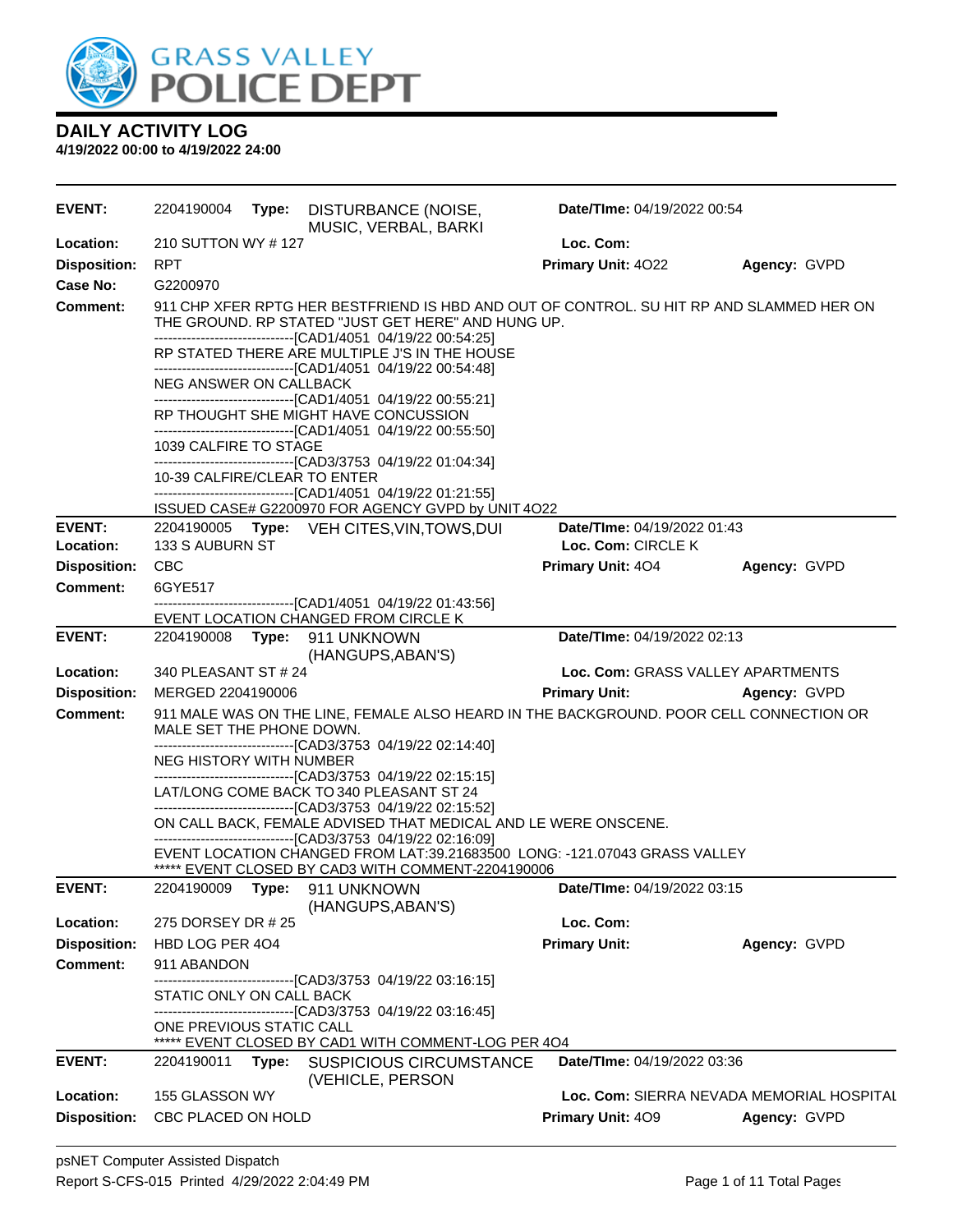# GRASS VALLEY POLICE DEPT

## DAILY ACTIVITY LOG

**4/19/2022 00:00 to 4/19/2022 24:00**

---

**EVENT:** 2204190004 **Type:** DISTURBANCE (NOISE, MUSIC, VERBAL, BARKI **Date/TIme:** 04/19/2022 00:54
**Location:** 210 SUTTON WY # 127 **Loc. Com:**
**Disposition:** RPT **Primary Unit:** 4O22 **Agency:** GVPD
**Case No:** G2200970
**Comment:** 911 CHP XFER RPTG HER BESTFRIEND IS HBD AND OUT OF CONTROL. SU HIT RP AND SLAMMED HER ON THE GROUND. RP STATED "JUST GET HERE" AND HUNG UP.
------------------------------[CAD1/4051 04/19/22 00:54:25]
RP STATED THERE ARE MULTIPLE J'S IN THE HOUSE
------------------------------[CAD1/4051 04/19/22 00:54:48]
NEG ANSWER ON CALLBACK
------------------------------[CAD1/4051 04/19/22 00:55:21]
RP THOUGHT SHE MIGHT HAVE CONCUSSION
------------------------------[CAD1/4051 04/19/22 00:55:50]
1039 CALFIRE TO STAGE
------------------------------[CAD3/3753 04/19/22 01:04:34]
10-39 CALFIRE/CLEAR TO ENTER
------------------------------[CAD1/4051 04/19/22 01:21:55]
ISSUED CASE# G2200970 FOR AGENCY GVPD by UNIT 4O22

---

**EVENT:** 2204190005 **Type:** VEH CITES,VIN,TOWS,DUI **Date/TIme:** 04/19/2022 01:43
**Location:** 133 S AUBURN ST **Loc. Com:** CIRCLE K
**Disposition:** CBC **Primary Unit:** 4O4 **Agency:** GVPD
**Comment:** 6GYE517
------------------------------[CAD1/4051 04/19/22 01:43:56]
EVENT LOCATION CHANGED FROM CIRCLE K

---

**EVENT:** 2204190008 **Type:** 911 UNKNOWN (HANGUPS,ABAN'S) **Date/TIme:** 04/19/2022 02:13
**Location:** 340 PLEASANT ST # 24 **Loc. Com:** GRASS VALLEY APARTMENTS
**Disposition:** MERGED 2204190006 **Primary Unit:** **Agency:** GVPD
**Comment:** 911 MALE WAS ON THE LINE, FEMALE ALSO HEARD IN THE BACKGROUND. POOR CELL CONNECTION OR MALE SET THE PHONE DOWN.
------------------------------[CAD3/3753 04/19/22 02:14:40]
NEG HISTORY WITH NUMBER
------------------------------[CAD3/3753 04/19/22 02:15:15]
LAT/LONG COME BACK TO 340 PLEASANT ST 24
------------------------------[CAD3/3753 04/19/22 02:15:52]
ON CALL BACK, FEMALE ADVISED THAT MEDICAL AND LE WERE ONSCENE.
------------------------------[CAD3/3753 04/19/22 02:16:09]
EVENT LOCATION CHANGED FROM LAT:39.21683500 LONG: -121.07043 GRASS VALLEY
***** EVENT CLOSED BY CAD3 WITH COMMENT-2204190006

---

**EVENT:** 2204190009 **Type:** 911 UNKNOWN (HANGUPS,ABAN'S) **Date/TIme:** 04/19/2022 03:15
**Location:** 275 DORSEY DR # 25 **Loc. Com:**
**Disposition:** HBD LOG PER 4O4 **Primary Unit:** **Agency:** GVPD
**Comment:** 911 ABANDON
------------------------------[CAD3/3753 04/19/22 03:16:15]
STATIC ONLY ON CALL BACK
------------------------------[CAD3/3753 04/19/22 03:16:45]
ONE PREVIOUS STATIC CALL
***** EVENT CLOSED BY CAD1 WITH COMMENT-LOG PER 4O4

---

**EVENT:** 2204190011 **Type:** SUSPICIOUS CIRCUMSTANCE (VEHICLE, PERSON **Date/TIme:** 04/19/2022 03:36
**Location:** 155 GLASSON WY **Loc. Com:** SIERRA NEVADA MEMORIAL HOSPITAL
**Disposition:** CBC PLACED ON HOLD **Primary Unit:** 4O9 **Agency:** GVPD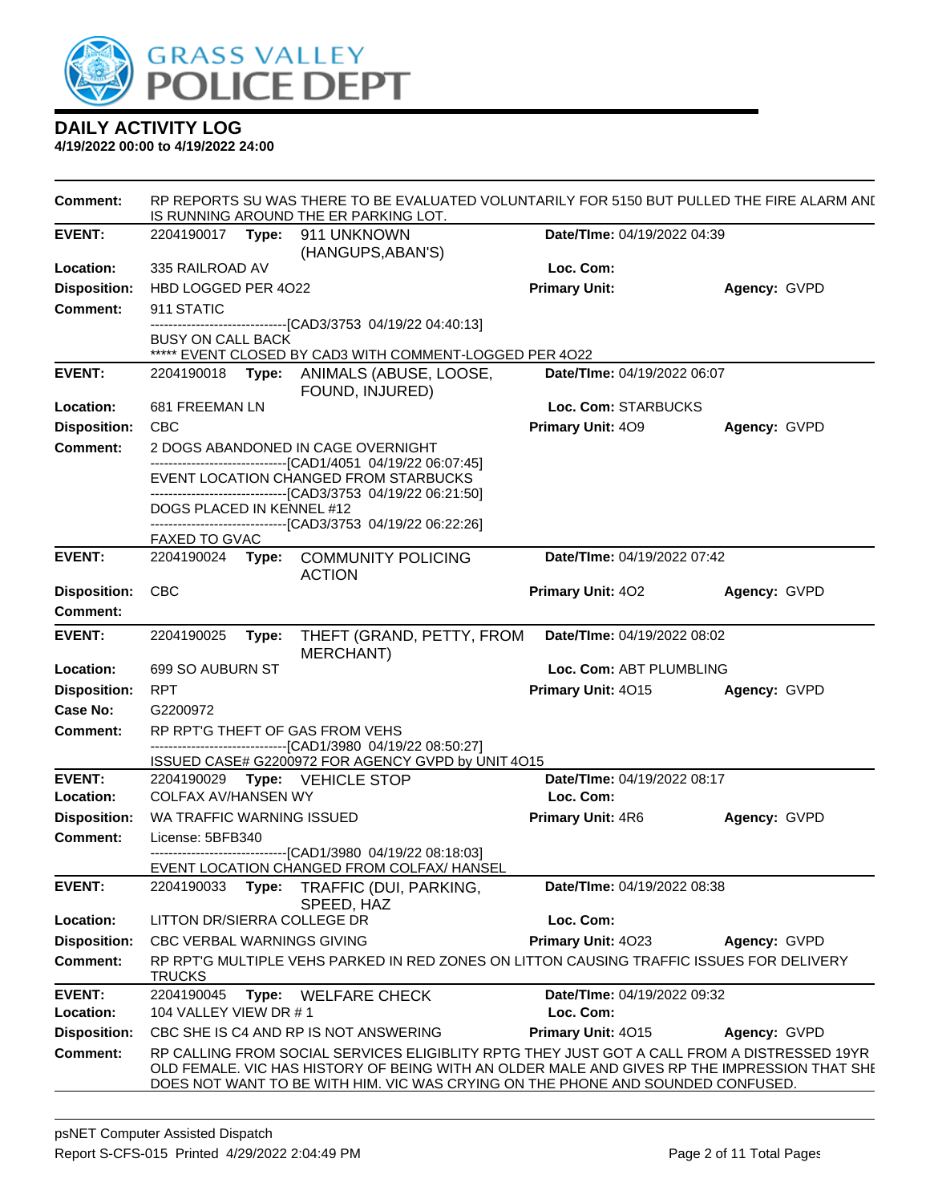# DAILY ACTIVITY LOG

**4/19/2022 00:00 to 4/19/2022 24:00**

**Comment:** RP REPORTS SU WAS THERE TO BE EVALUATED VOLUNTARILY FOR 5150 BUT PULLED THE FIRE ALARM ANI IS RUNNING AROUND THE ER PARKING LOT.

---

**EVENT:** 2204190017 **Type:** 911 UNKNOWN (HANGUPS,ABAN'S) **Date/TIme:** 04/19/2022 04:39
**Location:** 335 RAILROAD AV **Loc. Com:**
**Disposition:** HBD LOGGED PER 4O22 **Primary Unit:** **Agency:** GVPD
**Comment:** 911 STATIC
------------------------------[CAD3/3753 04/19/22 04:40:13]
BUSY ON CALL BACK
***** EVENT CLOSED BY CAD3 WITH COMMENT-LOGGED PER 4O22

---

**EVENT:** 2204190018 **Type:** ANIMALS (ABUSE, LOOSE, FOUND, INJURED) **Date/TIme:** 04/19/2022 06:07
**Location:** 681 FREEMAN LN **Loc. Com:** STARBUCKS
**Disposition:** CBC **Primary Unit:** 4O9 **Agency:** GVPD
**Comment:** 2 DOGS ABANDONED IN CAGE OVERNIGHT
------------------------------[CAD1/4051 04/19/22 06:07:45]
EVENT LOCATION CHANGED FROM STARBUCKS
------------------------------[CAD3/3753 04/19/22 06:21:50]
DOGS PLACED IN KENNEL #12
------------------------------[CAD3/3753 04/19/22 06:22:26]
FAXED TO GVAC

---

**EVENT:** 2204190024 **Type:** COMMUNITY POLICING ACTION **Date/TIme:** 04/19/2022 07:42
**Disposition:** CBC **Primary Unit:** 4O2 **Agency:** GVPD
**Comment:**

---

**EVENT:** 2204190025 **Type:** THEFT (GRAND, PETTY, FROM MERCHANT) **Date/TIme:** 04/19/2022 08:02
**Location:** 699 SO AUBURN ST **Loc. Com:** ABT PLUMBLING
**Disposition:** RPT **Primary Unit:** 4O15 **Agency:** GVPD
**Case No:** G2200972
**Comment:** RP RPT'G THEFT OF GAS FROM VEHS
------------------------------[CAD1/3980 04/19/22 08:50:27]
ISSUED CASE# G2200972 FOR AGENCY GVPD by UNIT 4O15

---

**EVENT:** 2204190029 **Type:** VEHICLE STOP **Date/TIme:** 04/19/2022 08:17
**Location:** COLFAX AV/HANSEN WY **Loc. Com:**
**Disposition:** WA TRAFFIC WARNING ISSUED **Primary Unit:** 4R6 **Agency:** GVPD
**Comment:** License: 5BFB340
------------------------------[CAD1/3980 04/19/22 08:18:03]
EVENT LOCATION CHANGED FROM COLFAX/ HANSEL

---

**EVENT:** 2204190033 **Type:** TRAFFIC (DUI, PARKING, SPEED, HAZ **Date/TIme:** 04/19/2022 08:38
**Location:** LITTON DR/SIERRA COLLEGE DR **Loc. Com:**
**Disposition:** CBC VERBAL WARNINGS GIVING **Primary Unit:** 4O23 **Agency:** GVPD
**Comment:** RP RPT'G MULTIPLE VEHS PARKED IN RED ZONES ON LITTON CAUSING TRAFFIC ISSUES FOR DELIVERY TRUCKS

---

**EVENT:** 2204190045 **Type:** WELFARE CHECK **Date/TIme:** 04/19/2022 09:32
**Location:** 104 VALLEY VIEW DR # 1 **Loc. Com:**
**Disposition:** CBC SHE IS C4 AND RP IS NOT ANSWERING **Primary Unit:** 4O15 **Agency:** GVPD
**Comment:** RP CALLING FROM SOCIAL SERVICES ELIGIBLITY RPTG THEY JUST GOT A CALL FROM A DISTRESSED 19YR OLD FEMALE. VIC HAS HISTORY OF BEING WITH AN OLDER MALE AND GIVES RP THE IMPRESSION THAT SHE DOES NOT WANT TO BE WITH HIM. VIC WAS CRYING ON THE PHONE AND SOUNDED CONFUSED.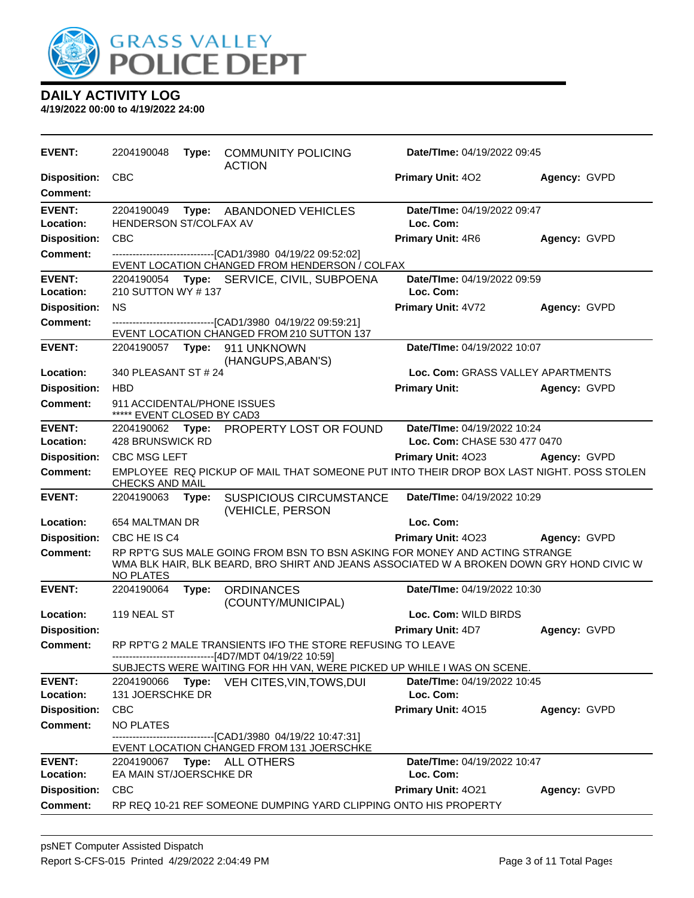# GRASS VALLEY POLICE DEPT

## DAILY ACTIVITY LOG

**4/19/2022 00:00 to 4/19/2022 24:00**

---

**EVENT:** 2204190048 **Type:** COMMUNITY POLICING ACTION **Date/TIme:** 04/19/2022 09:45
**Disposition:** CBC **Primary Unit:** 4O2 **Agency:** GVPD
**Comment:**

---

**EVENT:** 2204190049 **Type:** ABANDONED VEHICLES **Date/TIme:** 04/19/2022 09:47
**Location:** HENDERSON ST/COLFAX AV **Loc. Com:**
**Disposition:** CBC **Primary Unit:** 4R6 **Agency:** GVPD
**Comment:** ------------------------------[CAD1/3980 04/19/22 09:52:02]
EVENT LOCATION CHANGED FROM HENDERSON / COLFAX

---

**EVENT:** 2204190054 **Type:** SERVICE, CIVIL, SUBPOENA **Date/TIme:** 04/19/2022 09:59
**Location:** 210 SUTTON WY # 137 **Loc. Com:**
**Disposition:** NS **Primary Unit:** 4V72 **Agency:** GVPD
**Comment:** ------------------------------[CAD1/3980 04/19/22 09:59:21]
EVENT LOCATION CHANGED FROM 210 SUTTON 137

---

**EVENT:** 2204190057 **Type:** 911 UNKNOWN (HANGUPS,ABAN'S) **Date/TIme:** 04/19/2022 10:07
**Location:** 340 PLEASANT ST # 24 **Loc. Com:** GRASS VALLEY APARTMENTS
**Disposition:** HBD **Primary Unit:** **Agency:** GVPD
**Comment:** 911 ACCIDENTAL/PHONE ISSUES
***** EVENT CLOSED BY CAD3

---

**EVENT:** 2204190062 **Type:** PROPERTY LOST OR FOUND **Date/TIme:** 04/19/2022 10:24
**Location:** 428 BRUNSWICK RD **Loc. Com:** CHASE 530 477 0470
**Disposition:** CBC MSG LEFT **Primary Unit:** 4O23 **Agency:** GVPD
**Comment:** EMPLOYEE REQ PICKUP OF MAIL THAT SOMEONE PUT INTO THEIR DROP BOX LAST NIGHT. POSS STOLEN CHECKS AND MAIL

---

**EVENT:** 2204190063 **Type:** SUSPICIOUS CIRCUMSTANCE (VEHICLE, PERSON **Date/TIme:** 04/19/2022 10:29
**Location:** 654 MALTMAN DR **Loc. Com:**
**Disposition:** CBC HE IS C4 **Primary Unit:** 4O23 **Agency:** GVPD
**Comment:** RP RPT'G SUS MALE GOING FROM BSN TO BSN ASKING FOR MONEY AND ACTING STRANGE
WMA BLK HAIR, BLK BEARD, BRO SHIRT AND JEANS ASSOCIATED W A BROKEN DOWN GRY HOND CIVIC W NO PLATES

---

**EVENT:** 2204190064 **Type:** ORDINANCES (COUNTY/MUNICIPAL) **Date/TIme:** 04/19/2022 10:30
**Location:** 119 NEAL ST **Loc. Com:** WILD BIRDS
**Disposition:** **Primary Unit:** 4D7 **Agency:** GVPD
**Comment:** RP RPT'G 2 MALE TRANSIENTS IFO THE STORE REFUSING TO LEAVE
------------------------------[4D7/MDT 04/19/22 10:59]
SUBJECTS WERE WAITING FOR HH VAN, WERE PICKED UP WHILE I WAS ON SCENE.

---

**EVENT:** 2204190066 **Type:** VEH CITES,VIN,TOWS,DUI **Date/TIme:** 04/19/2022 10:45
**Location:** 131 JOERSCHKE DR **Loc. Com:**
**Disposition:** CBC **Primary Unit:** 4O15 **Agency:** GVPD
**Comment:** NO PLATES
------------------------------[CAD1/3980 04/19/22 10:47:31]
EVENT LOCATION CHANGED FROM 131 JOERSCHKE

---

**EVENT:** 2204190067 **Type:** ALL OTHERS **Date/TIme:** 04/19/2022 10:47
**Location:** EA MAIN ST/JOERSCHKE DR **Loc. Com:**
**Disposition:** CBC **Primary Unit:** 4O21 **Agency:** GVPD
**Comment:** RP REQ 10-21 REF SOMEONE DUMPING YARD CLIPPING ONTO HIS PROPERTY

---

psNET Computer Assisted Dispatch
Report S-CFS-015 Printed 4/29/2022 2:04:49 PM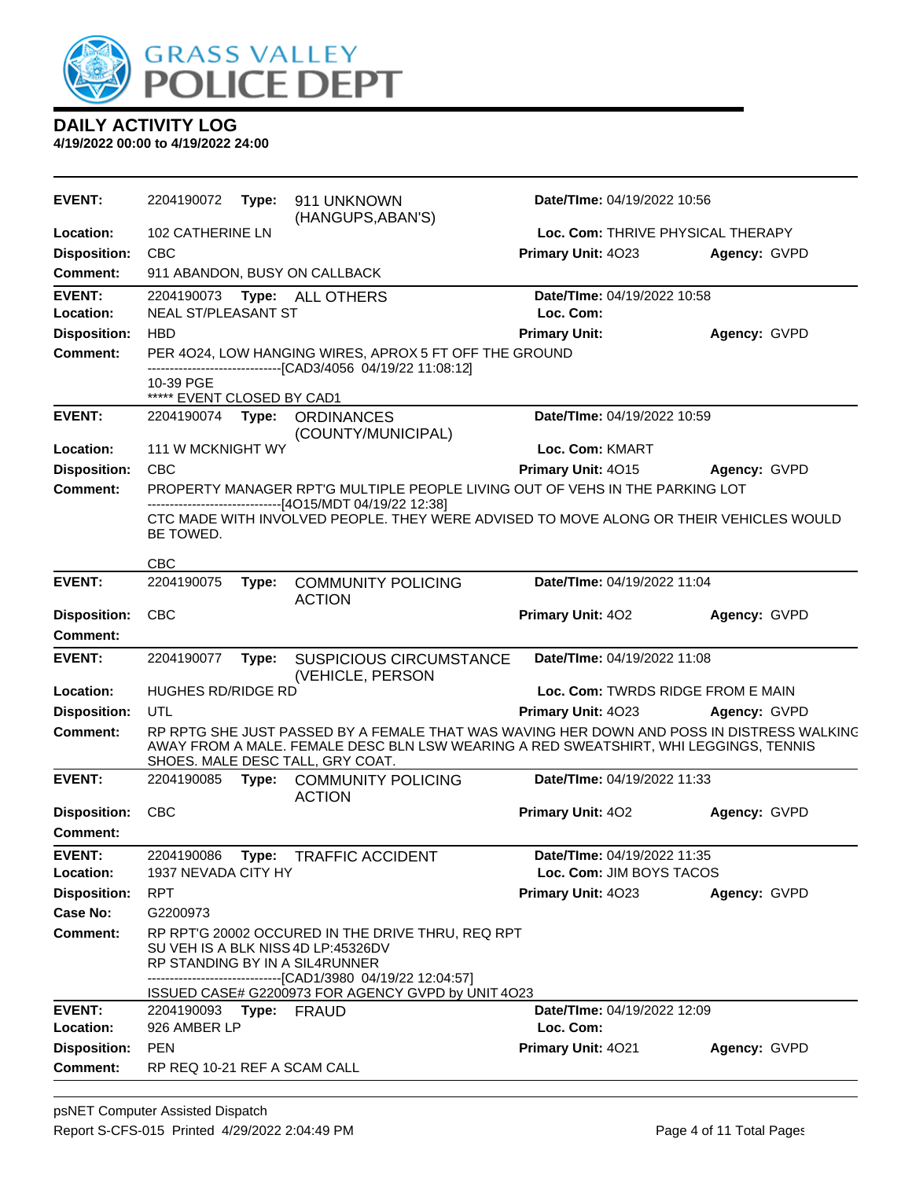# DAILY ACTIVITY LOG

**4/19/2022 00:00 to 4/19/2022 24:00**

---

**EVENT:** 2204190072 **Type:** 911 UNKNOWN (HANGUPS,ABAN'S) **Date/TIme:** 04/19/2022 10:56
**Location:** 102 CATHERINE LN **Loc. Com:** THRIVE PHYSICAL THERAPY
**Disposition:** CBC **Primary Unit:** 4O23 **Agency:** GVPD
**Comment:** 911 ABANDON, BUSY ON CALLBACK

---

**EVENT:** 2204190073 **Type:** ALL OTHERS **Date/TIme:** 04/19/2022 10:58
**Location:** NEAL ST/PLEASANT ST **Loc. Com:**
**Disposition:** HBD **Primary Unit:** **Agency:** GVPD
**Comment:** PER 4O24, LOW HANGING WIRES, APROX 5 FT OFF THE GROUND
------------------------------[CAD3/4056 04/19/22 11:08:12]
10-39 PGE
***** EVENT CLOSED BY CAD1

---

**EVENT:** 2204190074 **Type:** ORDINANCES (COUNTY/MUNICIPAL) **Date/TIme:** 04/19/2022 10:59
**Location:** 111 W MCKNIGHT WY **Loc. Com:** KMART
**Disposition:** CBC **Primary Unit:** 4O15 **Agency:** GVPD
**Comment:** PROPERTY MANAGER RPT'G MULTIPLE PEOPLE LIVING OUT OF VEHS IN THE PARKING LOT
------------------------------[4O15/MDT 04/19/22 12:38]
CTC MADE WITH INVOLVED PEOPLE. THEY WERE ADVISED TO MOVE ALONG OR THEIR VEHICLES WOULD BE TOWED.

CBC

---

**EVENT:** 2204190075 **Type:** COMMUNITY POLICING ACTION **Date/TIme:** 04/19/2022 11:04
**Disposition:** CBC **Primary Unit:** 4O2 **Agency:** GVPD
**Comment:**

---

**EVENT:** 2204190077 **Type:** SUSPICIOUS CIRCUMSTANCE (VEHICLE, PERSON **Date/TIme:** 04/19/2022 11:08
**Location:** HUGHES RD/RIDGE RD **Loc. Com:** TWRDS RIDGE FROM E MAIN
**Disposition:** UTL **Primary Unit:** 4O23 **Agency:** GVPD
**Comment:** RP RPTG SHE JUST PASSED BY A FEMALE THAT WAS WAVING HER DOWN AND POSS IN DISTRESS WALKING AWAY FROM A MALE. FEMALE DESC BLN LSW WEARING A RED SWEATSHIRT, WHI LEGGINGS, TENNIS SHOES. MALE DESC TALL, GRY COAT.

---

**EVENT:** 2204190085 **Type:** COMMUNITY POLICING ACTION **Date/TIme:** 04/19/2022 11:33
**Disposition:** CBC **Primary Unit:** 4O2 **Agency:** GVPD
**Comment:**

---

**EVENT:** 2204190086 **Type:** TRAFFIC ACCIDENT **Date/TIme:** 04/19/2022 11:35
**Location:** 1937 NEVADA CITY HY **Loc. Com:** JIM BOYS TACOS
**Disposition:** RPT **Primary Unit:** 4O23 **Agency:** GVPD
**Case No:** G2200973
**Comment:** RP RPT'G 20002 OCCURED IN THE DRIVE THRU, REQ RPT
SU VEH IS A BLK NISS 4D LP:45326DV
RP STANDING BY IN A SIL4RUNNER
------------------------------[CAD1/3980 04/19/22 12:04:57]
ISSUED CASE# G2200973 FOR AGENCY GVPD by UNIT 4O23

---

**EVENT:** 2204190093 **Type:** FRAUD **Date/TIme:** 04/19/2022 12:09
**Location:** 926 AMBER LP **Loc. Com:**
**Disposition:** PEN **Primary Unit:** 4O21 **Agency:** GVPD
**Comment:** RP REQ 10-21 REF A SCAM CALL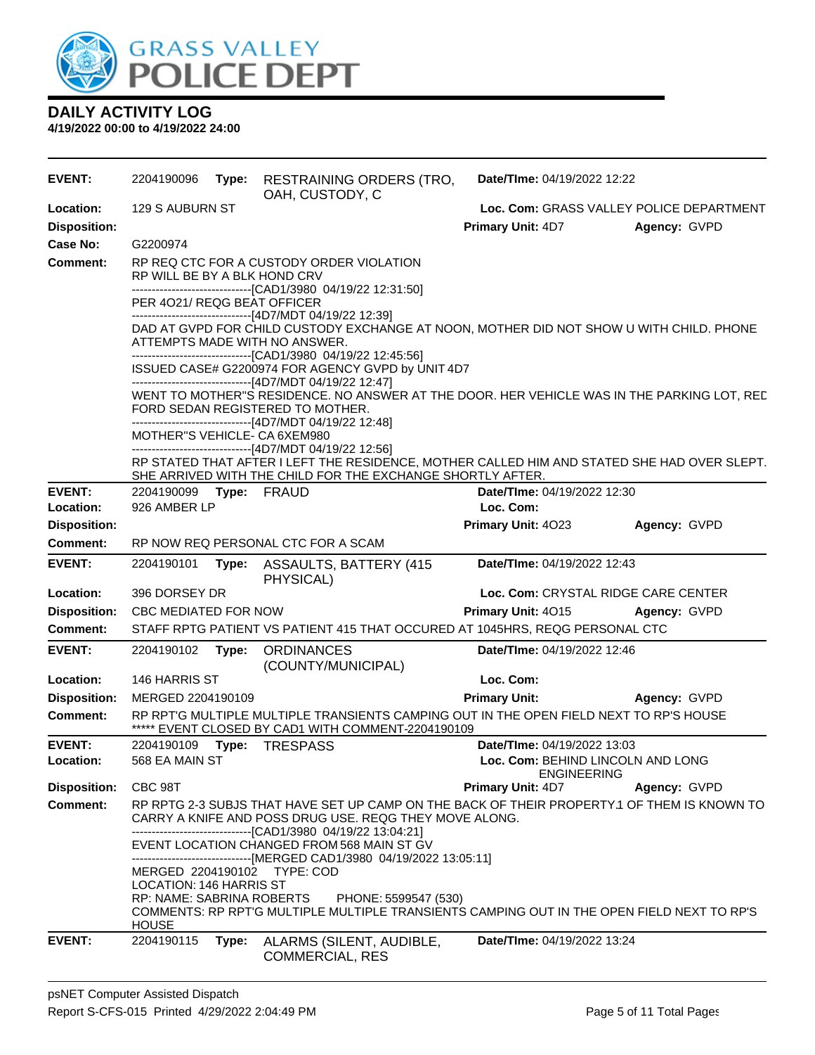# GRASS VALLEY POLICE DEPT

## DAILY ACTIVITY LOG

**4/19/2022 00:00 to 4/19/2022 24:00**

---

**EVENT:** 2204190096 **Type:** RESTRAINING ORDERS (TRO, OAH, CUSTODY, C **Date/TIme:** 04/19/2022 12:22
**Location:** 129 S AUBURN ST **Loc. Com:** GRASS VALLEY POLICE DEPARTMENT
**Disposition:** **Primary Unit:** 4D7 **Agency:** GVPD
**Case No:** G2200974
**Comment:** RP REQ CTC FOR A CUSTODY ORDER VIOLATION
RP WILL BE BY A BLK HOND CRV
------------------------------[CAD1/3980 04/19/22 12:31:50]
PER 4O21/ REQG BEAT OFFICER
------------------------------[4D7/MDT 04/19/22 12:39]
DAD AT GVPD FOR CHILD CUSTODY EXCHANGE AT NOON, MOTHER DID NOT SHOW U WITH CHILD. PHONE ATTEMPTS MADE WITH NO ANSWER.
------------------------------[CAD1/3980 04/19/22 12:45:56]
ISSUED CASE# G2200974 FOR AGENCY GVPD by UNIT 4D7
------------------------------[4D7/MDT 04/19/22 12:47]
WENT TO MOTHER"S RESIDENCE. NO ANSWER AT THE DOOR. HER VEHICLE WAS IN THE PARKING LOT, RED FORD SEDAN REGISTERED TO MOTHER.
------------------------------[4D7/MDT 04/19/22 12:48]
MOTHER"S VEHICLE- CA 6XEM980
------------------------------[4D7/MDT 04/19/22 12:56]
RP STATED THAT AFTER I LEFT THE RESIDENCE, MOTHER CALLED HIM AND STATED SHE HAD OVER SLEPT. SHE ARRIVED WITH THE CHILD FOR THE EXCHANGE SHORTLY AFTER.

---

**EVENT:** 2204190099 **Type:** FRAUD **Date/TIme:** 04/19/2022 12:30
**Location:** 926 AMBER LP **Loc. Com:**
**Disposition:** **Primary Unit:** 4O23 **Agency:** GVPD
**Comment:** RP NOW REQ PERSONAL CTC FOR A SCAM

---

**EVENT:** 2204190101 **Type:** ASSAULTS, BATTERY (415 PHYSICAL) **Date/TIme:** 04/19/2022 12:43
**Location:** 396 DORSEY DR **Loc. Com:** CRYSTAL RIDGE CARE CENTER
**Disposition:** CBC MEDIATED FOR NOW **Primary Unit:** 4O15 **Agency:** GVPD
**Comment:** STAFF RPTG PATIENT VS PATIENT 415 THAT OCCURED AT 1045HRS, REQG PERSONAL CTC

---

**EVENT:** 2204190102 **Type:** ORDINANCES (COUNTY/MUNICIPAL) **Date/TIme:** 04/19/2022 12:46
**Location:** 146 HARRIS ST **Loc. Com:**
**Disposition:** MERGED 2204190109 **Primary Unit:** **Agency:** GVPD
**Comment:** RP RPT'G MULTIPLE MULTIPLE TRANSIENTS CAMPING OUT IN THE OPEN FIELD NEXT TO RP'S HOUSE
***** EVENT CLOSED BY CAD1 WITH COMMENT-2204190109

---

**EVENT:** 2204190109 **Type:** TRESPASS **Date/TIme:** 04/19/2022 13:03
**Location:** 568 EA MAIN ST **Loc. Com:** BEHIND LINCOLN AND LONG ENGINEERING
**Disposition:** CBC 98T **Primary Unit:** 4D7 **Agency:** GVPD
**Comment:** RP RPTG 2-3 SUBJS THAT HAVE SET UP CAMP ON THE BACK OF THEIR PROPERTY.1 OF THEM IS KNOWN TO CARRY A KNIFE AND POSS DRUG USE. REQG THEY MOVE ALONG.
------------------------------[CAD1/3980 04/19/22 13:04:21]
EVENT LOCATION CHANGED FROM 568 MAIN ST GV
------------------------------[MERGED CAD1/3980 04/19/2022 13:05:11]
MERGED 2204190102 TYPE: COD
LOCATION: 146 HARRIS ST
RP: NAME: SABRINA ROBERTS PHONE: 5599547 (530)
COMMENTS: RP RPT'G MULTIPLE MULTIPLE TRANSIENTS CAMPING OUT IN THE OPEN FIELD NEXT TO RP'S HOUSE

---

**EVENT:** 2204190115 **Type:** ALARMS (SILENT, AUDIBLE, COMMERCIAL, RES **Date/TIme:** 04/19/2022 13:24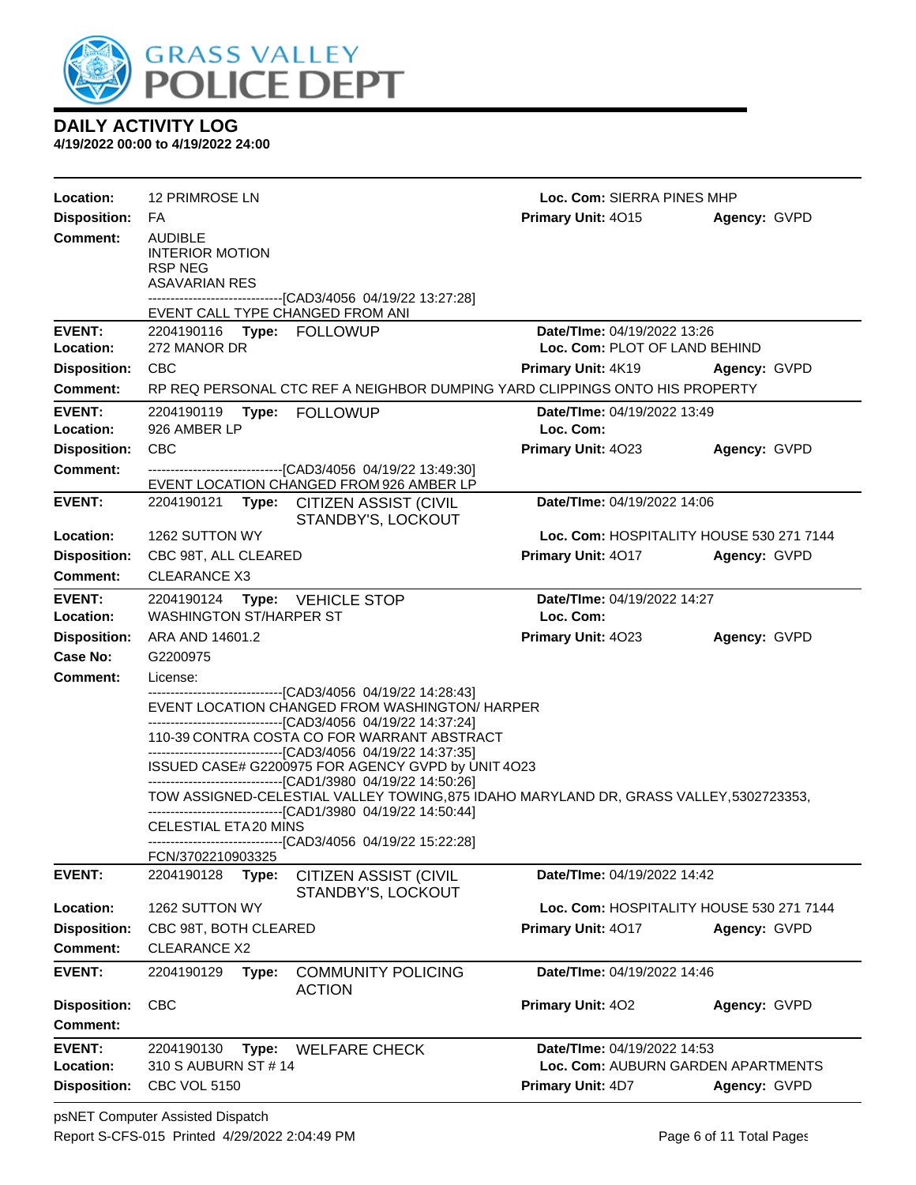**DAILY ACTIVITY LOG**
**4/19/2022 00:00 to 4/19/2022 24:00**

**Location:** 12 PRIMROSE LN — **Loc. Com:** SIERRA PINES MHP
**Disposition:** FA — **Primary Unit:** 4O15 — **Agency:** GVPD
**Comment:** AUDIBLE
INTERIOR MOTION
RSP NEG
ASAVARIAN RES
------------------------------[CAD3/4056 04/19/22 13:27:28]
EVENT CALL TYPE CHANGED FROM ANI

---

**EVENT:** 2204190116 **Type:** FOLLOWUP — **Date/TIme:** 04/19/2022 13:26
**Location:** 272 MANOR DR — **Loc. Com:** PLOT OF LAND BEHIND
**Disposition:** CBC — **Primary Unit:** 4K19 — **Agency:** GVPD
**Comment:** RP REQ PERSONAL CTC REF A NEIGHBOR DUMPING YARD CLIPPINGS ONTO HIS PROPERTY

---

**EVENT:** 2204190119 **Type:** FOLLOWUP — **Date/TIme:** 04/19/2022 13:49
**Location:** 926 AMBER LP — **Loc. Com:**
**Disposition:** CBC — **Primary Unit:** 4O23 — **Agency:** GVPD
**Comment:** ------------------------------[CAD3/4056 04/19/22 13:49:30]
EVENT LOCATION CHANGED FROM 926 AMBER LP

---

**EVENT:** 2204190121 **Type:** CITIZEN ASSIST (CIVIL STANDBY'S, LOCKOUT — **Date/TIme:** 04/19/2022 14:06
**Location:** 1262 SUTTON WY — **Loc. Com:** HOSPITALITY HOUSE 530 271 7144
**Disposition:** CBC 98T, ALL CLEARED — **Primary Unit:** 4O17 — **Agency:** GVPD
**Comment:** CLEARANCE X3

---

**EVENT:** 2204190124 **Type:** VEHICLE STOP — **Date/TIme:** 04/19/2022 14:27
**Location:** WASHINGTON ST/HARPER ST — **Loc. Com:**
**Disposition:** ARA AND 14601.2 — **Primary Unit:** 4O23 — **Agency:** GVPD
**Case No:** G2200975
**Comment:** License:
------------------------------[CAD3/4056 04/19/22 14:28:43]
EVENT LOCATION CHANGED FROM WASHINGTON/ HARPER
------------------------------[CAD3/4056 04/19/22 14:37:24]
110-39 CONTRA COSTA CO FOR WARRANT ABSTRACT
------------------------------[CAD3/4056 04/19/22 14:37:35]
ISSUED CASE# G2200975 FOR AGENCY GVPD by UNIT 4O23
------------------------------[CAD1/3980 04/19/22 14:50:26]
TOW ASSIGNED-CELESTIAL VALLEY TOWING,875 IDAHO MARYLAND DR, GRASS VALLEY,5302723353,
------------------------------[CAD1/3980 04/19/22 14:50:44]
CELESTIAL ETA 20 MINS
------------------------------[CAD3/4056 04/19/22 15:22:28]
FCN/3702210903325

---

**EVENT:** 2204190128 **Type:** CITIZEN ASSIST (CIVIL STANDBY'S, LOCKOUT — **Date/TIme:** 04/19/2022 14:42
**Location:** 1262 SUTTON WY — **Loc. Com:** HOSPITALITY HOUSE 530 271 7144
**Disposition:** CBC 98T, BOTH CLEARED — **Primary Unit:** 4O17 — **Agency:** GVPD
**Comment:** CLEARANCE X2

---

**EVENT:** 2204190129 **Type:** COMMUNITY POLICING ACTION — **Date/TIme:** 04/19/2022 14:46
**Disposition:** CBC — **Primary Unit:** 4O2 — **Agency:** GVPD
**Comment:**

---

**EVENT:** 2204190130 **Type:** WELFARE CHECK — **Date/TIme:** 04/19/2022 14:53
**Location:** 310 S AUBURN ST # 14 — **Loc. Com:** AUBURN GARDEN APARTMENTS
**Disposition:** CBC VOL 5150 — **Primary Unit:** 4D7 — **Agency:** GVPD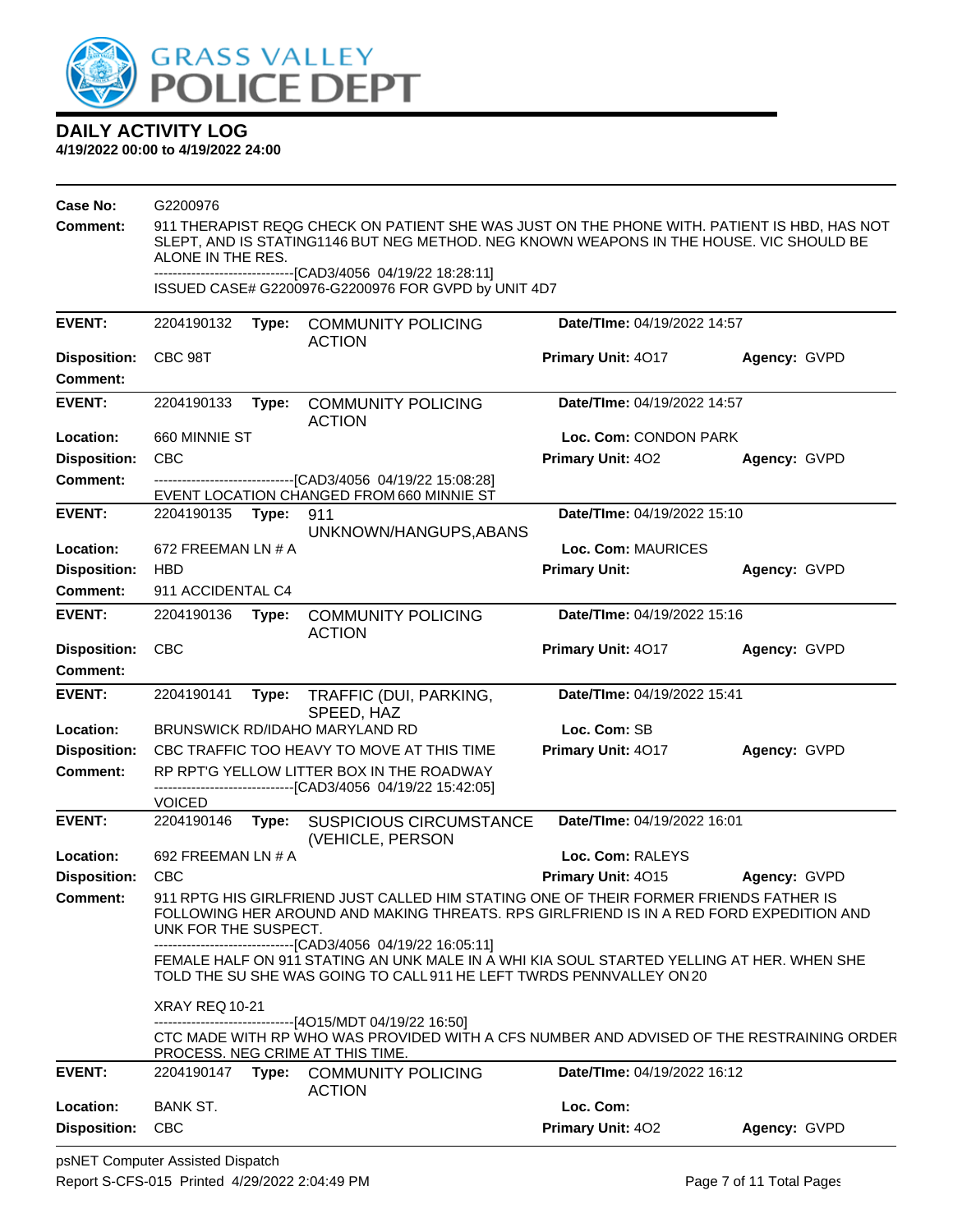# DAILY ACTIVITY LOG
**4/19/2022 00:00 to 4/19/2022 24:00**

**Case No:** G2200976
**Comment:** 911 THERAPIST REQG CHECK ON PATIENT SHE WAS JUST ON THE PHONE WITH. PATIENT IS HBD, HAS NOT SLEPT, AND IS STATING1146 BUT NEG METHOD. NEG KNOWN WEAPONS IN THE HOUSE. VIC SHOULD BE ALONE IN THE RES.
------------------------------[CAD3/4056 04/19/22 18:28:11]
ISSUED CASE# G2200976-G2200976 FOR GVPD by UNIT 4D7

---

**EVENT:** 2204190132 **Type:** COMMUNITY POLICING ACTION **Date/TIme:** 04/19/2022 14:57
**Disposition:** CBC 98T **Primary Unit:** 4O17 **Agency:** GVPD
**Comment:**

---

**EVENT:** 2204190133 **Type:** COMMUNITY POLICING ACTION **Date/TIme:** 04/19/2022 14:57
**Location:** 660 MINNIE ST **Loc. Com:** CONDON PARK
**Disposition:** CBC **Primary Unit:** 4O2 **Agency:** GVPD
**Comment:** ------------------------------[CAD3/4056 04/19/22 15:08:28]
EVENT LOCATION CHANGED FROM 660 MINNIE ST

---

**EVENT:** 2204190135 **Type:** 911 UNKNOWN/HANGUPS,ABANS **Date/TIme:** 04/19/2022 15:10
**Location:** 672 FREEMAN LN # A **Loc. Com:** MAURICES
**Disposition:** HBD **Primary Unit:** **Agency:** GVPD
**Comment:** 911 ACCIDENTAL C4

---

**EVENT:** 2204190136 **Type:** COMMUNITY POLICING ACTION **Date/TIme:** 04/19/2022 15:16
**Disposition:** CBC **Primary Unit:** 4O17 **Agency:** GVPD
**Comment:**

---

**EVENT:** 2204190141 **Type:** TRAFFIC (DUI, PARKING, SPEED, HAZ **Date/TIme:** 04/19/2022 15:41
**Location:** BRUNSWICK RD/IDAHO MARYLAND RD **Loc. Com:** SB
**Disposition:** CBC TRAFFIC TOO HEAVY TO MOVE AT THIS TIME **Primary Unit:** 4O17 **Agency:** GVPD
**Comment:** RP RPT'G YELLOW LITTER BOX IN THE ROADWAY
------------------------------[CAD3/4056 04/19/22 15:42:05]
VOICED

---

**EVENT:** 2204190146 **Type:** SUSPICIOUS CIRCUMSTANCE (VEHICLE, PERSON **Date/TIme:** 04/19/2022 16:01
**Location:** 692 FREEMAN LN # A **Loc. Com:** RALEYS
**Disposition:** CBC **Primary Unit:** 4O15 **Agency:** GVPD
**Comment:** 911 RPTG HIS GIRLFRIEND JUST CALLED HIM STATING ONE OF THEIR FORMER FRIENDS FATHER IS FOLLOWING HER AROUND AND MAKING THREATS. RPS GIRLFRIEND IS IN A RED FORD EXPEDITION AND UNK FOR THE SUSPECT.
------------------------------[CAD3/4056 04/19/22 16:05:11]
FEMALE HALF ON 911 STATING AN UNK MALE IN A WHI KIA SOUL STARTED YELLING AT HER. WHEN SHE TOLD THE SU SHE WAS GOING TO CALL 911 HE LEFT TWRDS PENNVALLEY ON 20

XRAY REQ 10-21
------------------------------[4O15/MDT 04/19/22 16:50]
CTC MADE WITH RP WHO WAS PROVIDED WITH A CFS NUMBER AND ADVISED OF THE RESTRAINING ORDER PROCESS. NEG CRIME AT THIS TIME.

---

**EVENT:** 2204190147 **Type:** COMMUNITY POLICING ACTION **Date/TIme:** 04/19/2022 16:12
**Location:** BANK ST. **Loc. Com:**
**Disposition:** CBC **Primary Unit:** 4O2 **Agency:** GVPD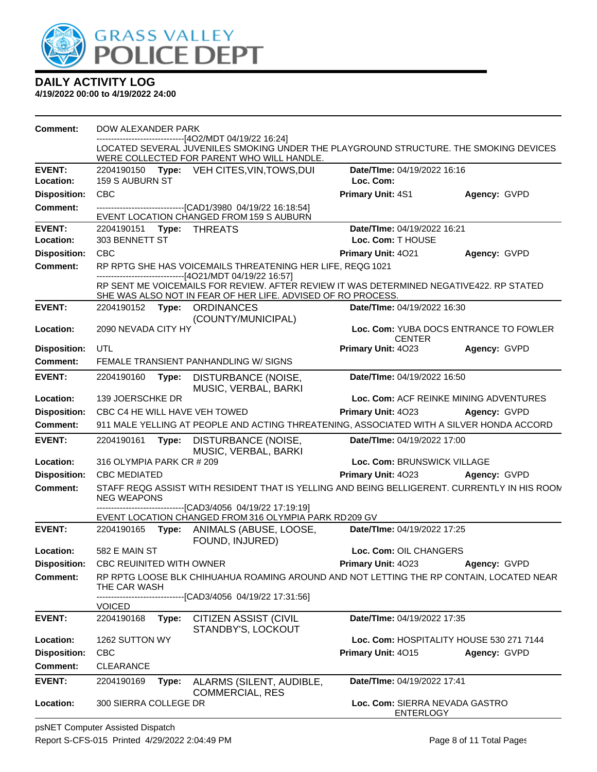# DAILY ACTIVITY LOG

**4/19/2022 00:00 to 4/19/2022 24:00**

**Comment:** DOW ALEXANDER PARK
------------------------------[4O2/MDT 04/19/22 16:24]
LOCATED SEVERAL JUVENILES SMOKING UNDER THE PLAYGROUND STRUCTURE. THE SMOKING DEVICES WERE COLLECTED FOR PARENT WHO WILL HANDLE.

---

**EVENT:** 2204190150 **Type:** VEH CITES,VIN,TOWS,DUI **Date/TIme:** 04/19/2022 16:16
**Location:** 159 S AUBURN ST **Loc. Com:**
**Disposition:** CBC **Primary Unit:** 4S1 **Agency:** GVPD
**Comment:** ------------------------------[CAD1/3980 04/19/22 16:18:54]
EVENT LOCATION CHANGED FROM 159 S AUBURN

---

**EVENT:** 2204190151 **Type:** THREATS **Date/TIme:** 04/19/2022 16:21
**Location:** 303 BENNETT ST **Loc. Com:** T HOUSE
**Disposition:** CBC **Primary Unit:** 4O21 **Agency:** GVPD
**Comment:** RP RPTG SHE HAS VOICEMAILS THREATENING HER LIFE, REQG 1021
------------------------------[4O21/MDT 04/19/22 16:57]
RP SENT ME VOICEMAILS FOR REVIEW. AFTER REVIEW IT WAS DETERMINED NEGATIVE422. RP STATED SHE WAS ALSO NOT IN FEAR OF HER LIFE. ADVISED OF RO PROCESS.

---

**EVENT:** 2204190152 **Type:** ORDINANCES (COUNTY/MUNICIPAL) **Date/TIme:** 04/19/2022 16:30
**Location:** 2090 NEVADA CITY HY **Loc. Com:** YUBA DOCS ENTRANCE TO FOWLER CENTER
**Disposition:** UTL **Primary Unit:** 4O23 **Agency:** GVPD
**Comment:** FEMALE TRANSIENT PANHANDLING W/ SIGNS

---

**EVENT:** 2204190160 **Type:** DISTURBANCE (NOISE, MUSIC, VERBAL, BARKI **Date/TIme:** 04/19/2022 16:50
**Location:** 139 JOERSCHKE DR **Loc. Com:** ACF REINKE MINING ADVENTURES
**Disposition:** CBC C4 HE WILL HAVE VEH TOWED **Primary Unit:** 4O23 **Agency:** GVPD
**Comment:** 911 MALE YELLING AT PEOPLE AND ACTING THREATENING, ASSOCIATED WITH A SILVER HONDA ACCORD

---

**EVENT:** 2204190161 **Type:** DISTURBANCE (NOISE, MUSIC, VERBAL, BARKI **Date/TIme:** 04/19/2022 17:00
**Location:** 316 OLYMPIA PARK CR # 209 **Loc. Com:** BRUNSWICK VILLAGE
**Disposition:** CBC MEDIATED **Primary Unit:** 4O23 **Agency:** GVPD
**Comment:** STAFF REQG ASSIST WITH RESIDENT THAT IS YELLING AND BEING BELLIGERENT. CURRENTLY IN HIS ROOM NEG WEAPONS
------------------------------[CAD3/4056 04/19/22 17:19:19]
EVENT LOCATION CHANGED FROM 316 OLYMPIA PARK RD 209 GV

---

**EVENT:** 2204190165 **Type:** ANIMALS (ABUSE, LOOSE, FOUND, INJURED) **Date/TIme:** 04/19/2022 17:25
**Location:** 582 E MAIN ST **Loc. Com:** OIL CHANGERS
**Disposition:** CBC REUINITED WITH OWNER **Primary Unit:** 4O23 **Agency:** GVPD
**Comment:** RP RPTG LOOSE BLK CHIHUAHUA ROAMING AROUND AND NOT LETTING THE RP CONTAIN, LOCATED NEAR THE CAR WASH
------------------------------[CAD3/4056 04/19/22 17:31:56]
VOICED

---

**EVENT:** 2204190168 **Type:** CITIZEN ASSIST (CIVIL STANDBY'S, LOCKOUT **Date/TIme:** 04/19/2022 17:35
**Location:** 1262 SUTTON WY **Loc. Com:** HOSPITALITY HOUSE 530 271 7144
**Disposition:** CBC **Primary Unit:** 4O15 **Agency:** GVPD
**Comment:** CLEARANCE

---

**EVENT:** 2204190169 **Type:** ALARMS (SILENT, AUDIBLE, COMMERCIAL, RES **Date/TIme:** 04/19/2022 17:41
**Location:** 300 SIERRA COLLEGE DR **Loc. Com:** SIERRA NEVADA GASTRO ENTERLOGY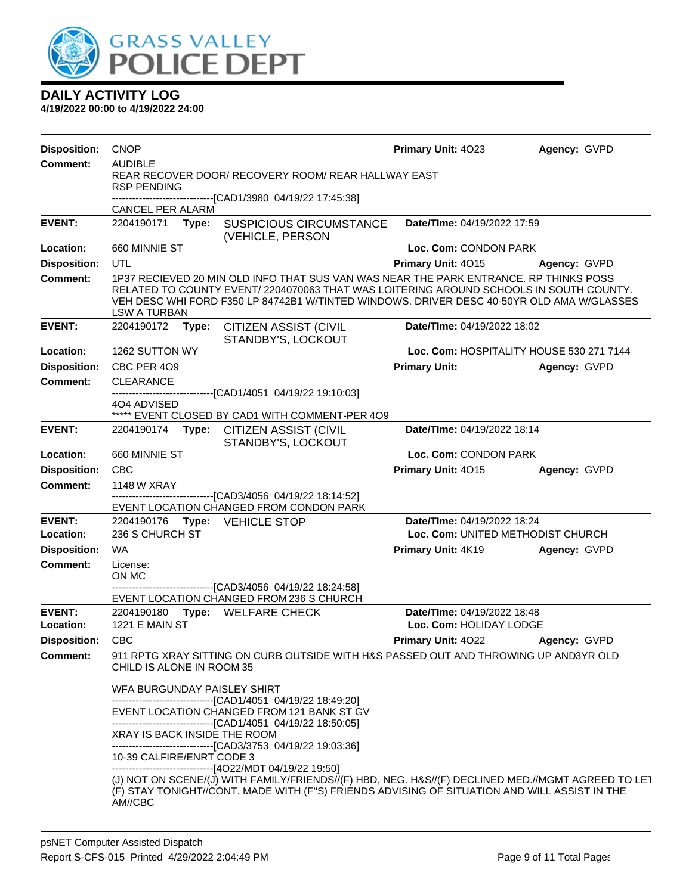# DAILY ACTIVITY LOG

**4/19/2022 00:00 to 4/19/2022 24:00**

| | | | | |
|---|---|---|---|---|
| **Disposition:** | CNOP | | **Primary Unit:** 4O23 | **Agency:** GVPD |
| **Comment:** | AUDIBLE<br>REAR RECOVER DOOR/ RECOVERY ROOM/ REAR HALLWAY EAST<br>RSP PENDING<br>------------------------------[CAD1/3980 04/19/22 17:45:38]<br>CANCEL PER ALARM | | | |
| **EVENT:** | 2204190171 **Type:** SUSPICIOUS CIRCUMSTANCE (VEHICLE, PERSON | | **Date/TIme:** 04/19/2022 17:59 | |
| **Location:** | 660 MINNIE ST | | **Loc. Com:** CONDON PARK | |
| **Disposition:** | UTL | | **Primary Unit:** 4O15 | **Agency:** GVPD |
| **Comment:** | 1P37 RECIEVED 20 MIN OLD INFO THAT SUS VAN WAS NEAR THE PARK ENTRANCE. RP THINKS POSS RELATED TO COUNTY EVENT/ 2204070063 THAT WAS LOITERING AROUND SCHOOLS IN SOUTH COUNTY. VEH DESC WHI FORD F350 LP 84742B1 W/TINTED WINDOWS. DRIVER DESC 40-50YR OLD AMA W/GLASSES LSW A TURBAN | | | |
| **EVENT:** | 2204190172 **Type:** CITIZEN ASSIST (CIVIL STANDBY'S, LOCKOUT | | **Date/TIme:** 04/19/2022 18:02 | |
| **Location:** | 1262 SUTTON WY | | **Loc. Com:** HOSPITALITY HOUSE 530 271 7144 | |
| **Disposition:** | CBC PER 4O9 | | **Primary Unit:** | **Agency:** GVPD |
| **Comment:** | CLEARANCE<br>------------------------------[CAD1/4051 04/19/22 19:10:03]<br>4O4 ADVISED<br>***** EVENT CLOSED BY CAD1 WITH COMMENT-PER 4O9 | | | |
| **EVENT:** | 2204190174 **Type:** CITIZEN ASSIST (CIVIL STANDBY'S, LOCKOUT | | **Date/TIme:** 04/19/2022 18:14 | |
| **Location:** | 660 MINNIE ST | | **Loc. Com:** CONDON PARK | |
| **Disposition:** | CBC | | **Primary Unit:** 4O15 | **Agency:** GVPD |
| **Comment:** | 1148 W XRAY<br>------------------------------[CAD3/4056 04/19/22 18:14:52]<br>EVENT LOCATION CHANGED FROM CONDON PARK | | | |
| **EVENT:** | 2204190176 **Type:** VEHICLE STOP | | **Date/TIme:** 04/19/2022 18:24 | |
| **Location:** | 236 S CHURCH ST | | **Loc. Com:** UNITED METHODIST CHURCH | |
| **Disposition:** | WA | | **Primary Unit:** 4K19 | **Agency:** GVPD |
| **Comment:** | License:<br>ON MC<br>------------------------------[CAD3/4056 04/19/22 18:24:58]<br>EVENT LOCATION CHANGED FROM 236 S CHURCH | | | |
| **EVENT:** | 2204190180 **Type:** WELFARE CHECK | | **Date/TIme:** 04/19/2022 18:48 | |
| **Location:** | 1221 E MAIN ST | | **Loc. Com:** HOLIDAY LODGE | |
| **Disposition:** | CBC | | **Primary Unit:** 4O22 | **Agency:** GVPD |
| **Comment:** | 911 RPTG XRAY SITTING ON CURB OUTSIDE WITH H&S PASSED OUT AND THROWING UP AND3YR OLD CHILD IS ALONE IN ROOM 35<br><br>WFA BURGUNDAY PAISLEY SHIRT<br>------------------------------[CAD1/4051 04/19/22 18:49:20]<br>EVENT LOCATION CHANGED FROM 121 BANK ST GV<br>------------------------------[CAD1/4051 04/19/22 18:50:05]<br>XRAY IS BACK INSIDE THE ROOM<br>------------------------------[CAD3/3753 04/19/22 19:03:36]<br>10-39 CALFIRE/ENRT CODE 3<br>------------------------------[4O22/MDT 04/19/22 19:50]<br>(J) NOT ON SCENE/(J) WITH FAMILY/FRIENDS//(F) HBD, NEG. H&S//(F) DECLINED MED.//MGMT AGREED TO LET (F) STAY TONIGHT//CONT. MADE WITH (F"S) FRIENDS ADVISING OF SITUATION AND WILL ASSIST IN THE AM//CBC | | | |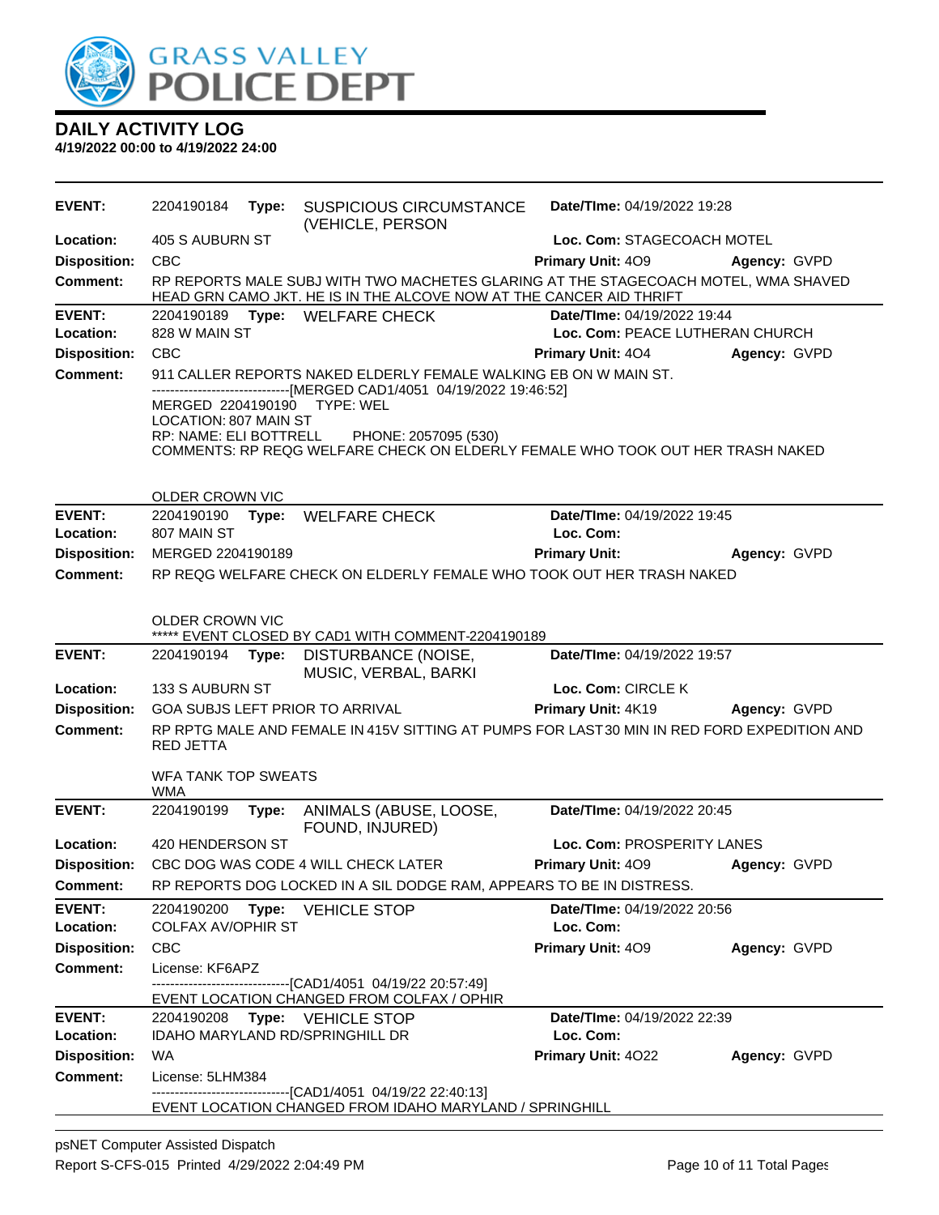# GRASS VALLEY POLICE DEPT

## DAILY ACTIVITY LOG

**4/19/2022 00:00 to 4/19/2022 24:00**

| | | | | |
|---|---|---|---|---|
| **EVENT:** | 2204190184 **Type:** SUSPICIOUS CIRCUMSTANCE (VEHICLE, PERSON | **Date/TIme:** 04/19/2022 19:28 | | |
| **Location:** | 405 S AUBURN ST | **Loc. Com:** STAGECOACH MOTEL | | |
| **Disposition:** | CBC | **Primary Unit:** 4O9 | **Agency:** GVPD | |
| **Comment:** | RP REPORTS MALE SUBJ WITH TWO MACHETES GLARING AT THE STAGECOACH MOTEL, WMA SHAVED HEAD GRN CAMO JKT. HE IS IN THE ALCOVE NOW AT THE CANCER AID THRIFT | | | |

| | | | | |
|---|---|---|---|---|
| **EVENT:** | 2204190189 **Type:** WELFARE CHECK | **Date/TIme:** 04/19/2022 19:44 | | |
| **Location:** | 828 W MAIN ST | **Loc. Com:** PEACE LUTHERAN CHURCH | | |
| **Disposition:** | CBC | **Primary Unit:** 4O4 | **Agency:** GVPD | |
| **Comment:** | 911 CALLER REPORTS NAKED ELDERLY FEMALE WALKING EB ON W MAIN ST.<br>------------------------------[MERGED CAD1/4051 04/19/2022 19:46:52]<br>MERGED 2204190190 TYPE: WEL<br>LOCATION: 807 MAIN ST<br>RP: NAME: ELI BOTTRELL PHONE: 2057095 (530)<br>COMMENTS: RP REQG WELFARE CHECK ON ELDERLY FEMALE WHO TOOK OUT HER TRASH NAKED<br><br>OLDER CROWN VIC | | | |

| | | | | |
|---|---|---|---|---|
| **EVENT:** | 2204190190 **Type:** WELFARE CHECK | **Date/TIme:** 04/19/2022 19:45 | | |
| **Location:** | 807 MAIN ST | **Loc. Com:** | | |
| **Disposition:** | MERGED 2204190189 | **Primary Unit:** | **Agency:** GVPD | |
| **Comment:** | RP REQG WELFARE CHECK ON ELDERLY FEMALE WHO TOOK OUT HER TRASH NAKED<br><br>OLDER CROWN VIC<br>***** EVENT CLOSED BY CAD1 WITH COMMENT-2204190189 | | | |

| | | | | |
|---|---|---|---|---|
| **EVENT:** | 2204190194 **Type:** DISTURBANCE (NOISE, MUSIC, VERBAL, BARKI | **Date/TIme:** 04/19/2022 19:57 | | |
| **Location:** | 133 S AUBURN ST | **Loc. Com:** CIRCLE K | | |
| **Disposition:** | GOA SUBJS LEFT PRIOR TO ARRIVAL | **Primary Unit:** 4K19 | **Agency:** GVPD | |
| **Comment:** | RP RPTG MALE AND FEMALE IN 415V SITTING AT PUMPS FOR LAST 30 MIN IN RED FORD EXPEDITION AND RED JETTA<br><br>WFA TANK TOP SWEATS<br>WMA | | | |

| | | | | |
|---|---|---|---|---|
| **EVENT:** | 2204190199 **Type:** ANIMALS (ABUSE, LOOSE, FOUND, INJURED) | **Date/TIme:** 04/19/2022 20:45 | | |
| **Location:** | 420 HENDERSON ST | **Loc. Com:** PROSPERITY LANES | | |
| **Disposition:** | CBC DOG WAS CODE 4 WILL CHECK LATER | **Primary Unit:** 4O9 | **Agency:** GVPD | |
| **Comment:** | RP REPORTS DOG LOCKED IN A SIL DODGE RAM, APPEARS TO BE IN DISTRESS. | | | |

| | | | | |
|---|---|---|---|---|
| **EVENT:** | 2204190200 **Type:** VEHICLE STOP | **Date/TIme:** 04/19/2022 20:56 | | |
| **Location:** | COLFAX AV/OPHIR ST | **Loc. Com:** | | |
| **Disposition:** | CBC | **Primary Unit:** 4O9 | **Agency:** GVPD | |
| **Comment:** | License: KF6APZ<br>------------------------------[CAD1/4051 04/19/22 20:57:49]<br>EVENT LOCATION CHANGED FROM COLFAX / OPHIR | | | |

| | | | | |
|---|---|---|---|---|
| **EVENT:** | 2204190208 **Type:** VEHICLE STOP | **Date/TIme:** 04/19/2022 22:39 | | |
| **Location:** | IDAHO MARYLAND RD/SPRINGHILL DR | **Loc. Com:** | | |
| **Disposition:** | WA | **Primary Unit:** 4O22 | **Agency:** GVPD | |
| **Comment:** | License: 5LHM384<br>------------------------------[CAD1/4051 04/19/22 22:40:13]<br>EVENT LOCATION CHANGED FROM IDAHO MARYLAND / SPRINGHILL | | | |

psNET Computer Assisted Dispatch
Report S-CFS-015 Printed 4/29/2022 2:04:49 PM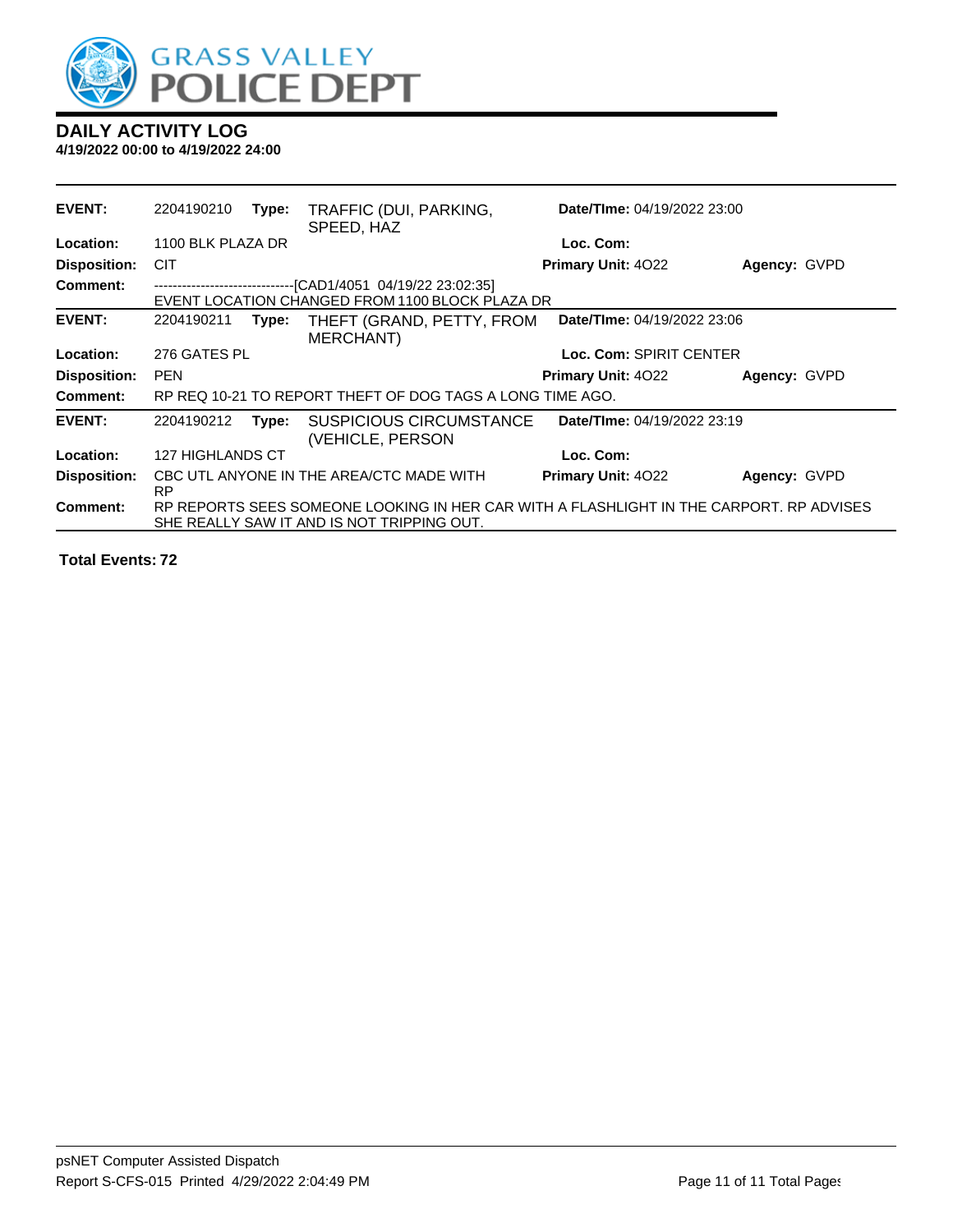GRASS VALLEY POLICE DEPT

## DAILY ACTIVITY LOG

**4/19/2022 00:00 to 4/19/2022 24:00**

| | | | | |
|---|---|---|---|---|
| **EVENT:** | 2204190210 **Type:** TRAFFIC (DUI, PARKING, SPEED, HAZ | **Date/TIme:** 04/19/2022 23:00 | | |
| **Location:** | 1100 BLK PLAZA DR | **Loc. Com:** | | |
| **Disposition:** | CIT | **Primary Unit:** 4O22 | **Agency:** GVPD | |
| **Comment:** | ------------------------------[CAD1/4051 04/19/22 23:02:35] EVENT LOCATION CHANGED FROM 1100 BLOCK PLAZA DR | | | |

| | | | | |
|---|---|---|---|---|
| **EVENT:** | 2204190211 **Type:** THEFT (GRAND, PETTY, FROM MERCHANT) | **Date/TIme:** 04/19/2022 23:06 | | |
| **Location:** | 276 GATES PL | **Loc. Com:** SPIRIT CENTER | | |
| **Disposition:** | PEN | **Primary Unit:** 4O22 | **Agency:** GVPD | |
| **Comment:** | RP REQ 10-21 TO REPORT THEFT OF DOG TAGS A LONG TIME AGO. | | | |

| | | | | |
|---|---|---|---|---|
| **EVENT:** | 2204190212 **Type:** SUSPICIOUS CIRCUMSTANCE (VEHICLE, PERSON | **Date/TIme:** 04/19/2022 23:19 | | |
| **Location:** | 127 HIGHLANDS CT | **Loc. Com:** | | |
| **Disposition:** | CBC UTL ANYONE IN THE AREA/CTC MADE WITH RP | **Primary Unit:** 4O22 | **Agency:** GVPD | |
| **Comment:** | RP REPORTS SEES SOMEONE LOOKING IN HER CAR WITH A FLASHLIGHT IN THE CARPORT. RP ADVISES SHE REALLY SAW IT AND IS NOT TRIPPING OUT. | | | |

**Total Events: 72**

psNET Computer Assisted Dispatch
Report S-CFS-015 Printed 4/29/2022 2:04:49 PM